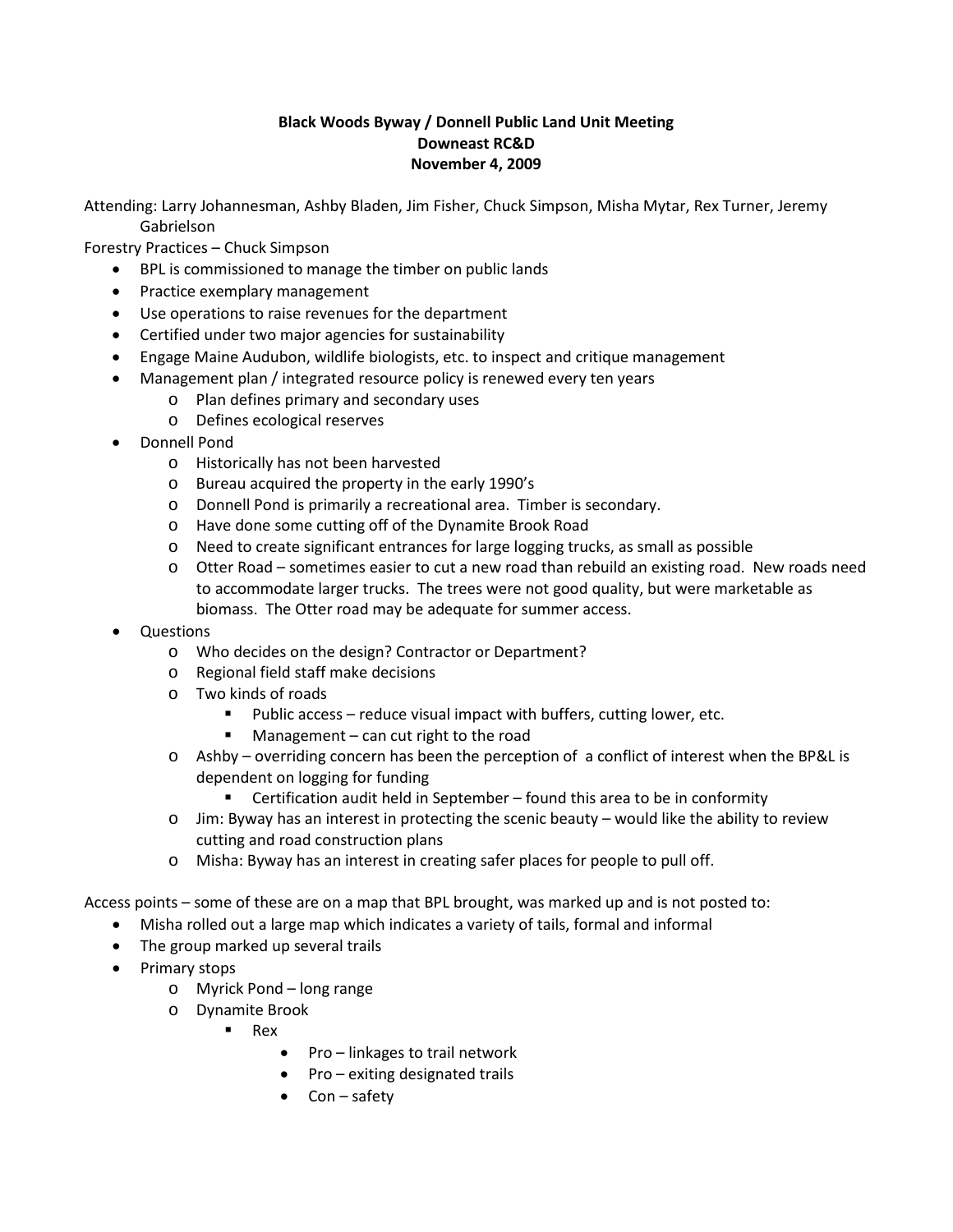**Black Woods Byway / Donnell Public Land Unit Meeting**
**Downeast RC&D**
**November 4, 2009**

Attending: Larry Johannesman, Ashby Bladen, Jim Fisher, Chuck Simpson, Misha Mytar, Rex Turner, Jeremy Gabrielson

Forestry Practices – Chuck Simpson

- BPL is commissioned to manage the timber on public lands
- Practice exemplary management
- Use operations to raise revenues for the department
- Certified under two major agencies for sustainability
- Engage Maine Audubon, wildlife biologists, etc. to inspect and critique management
- Management plan / integrated resource policy is renewed every ten years
  - Plan defines primary and secondary uses
  - Defines ecological reserves
- Donnell Pond
  - Historically has not been harvested
  - Bureau acquired the property in the early 1990's
  - Donnell Pond is primarily a recreational area. Timber is secondary.
  - Have done some cutting off of the Dynamite Brook Road
  - Need to create significant entrances for large logging trucks, as small as possible
  - Otter Road – sometimes easier to cut a new road than rebuild an existing road. New roads need to accommodate larger trucks. The trees were not good quality, but were marketable as biomass. The Otter road may be adequate for summer access.
- Questions
  - Who decides on the design? Contractor or Department?
  - Regional field staff make decisions
  - Two kinds of roads
    - Public access – reduce visual impact with buffers, cutting lower, etc.
    - Management – can cut right to the road
  - Ashby – overriding concern has been the perception of a conflict of interest when the BP&L is dependent on logging for funding
    - Certification audit held in September – found this area to be in conformity
  - Jim: Byway has an interest in protecting the scenic beauty – would like the ability to review cutting and road construction plans
  - Misha: Byway has an interest in creating safer places for people to pull off.

Access points – some of these are on a map that BPL brought, was marked up and is not posted to:

- Misha rolled out a large map which indicates a variety of tails, formal and informal
- The group marked up several trails
- Primary stops
  - Myrick Pond – long range
  - Dynamite Brook
    - Rex
      - Pro – linkages to trail network
      - Pro – exiting designated trails
      - Con – safety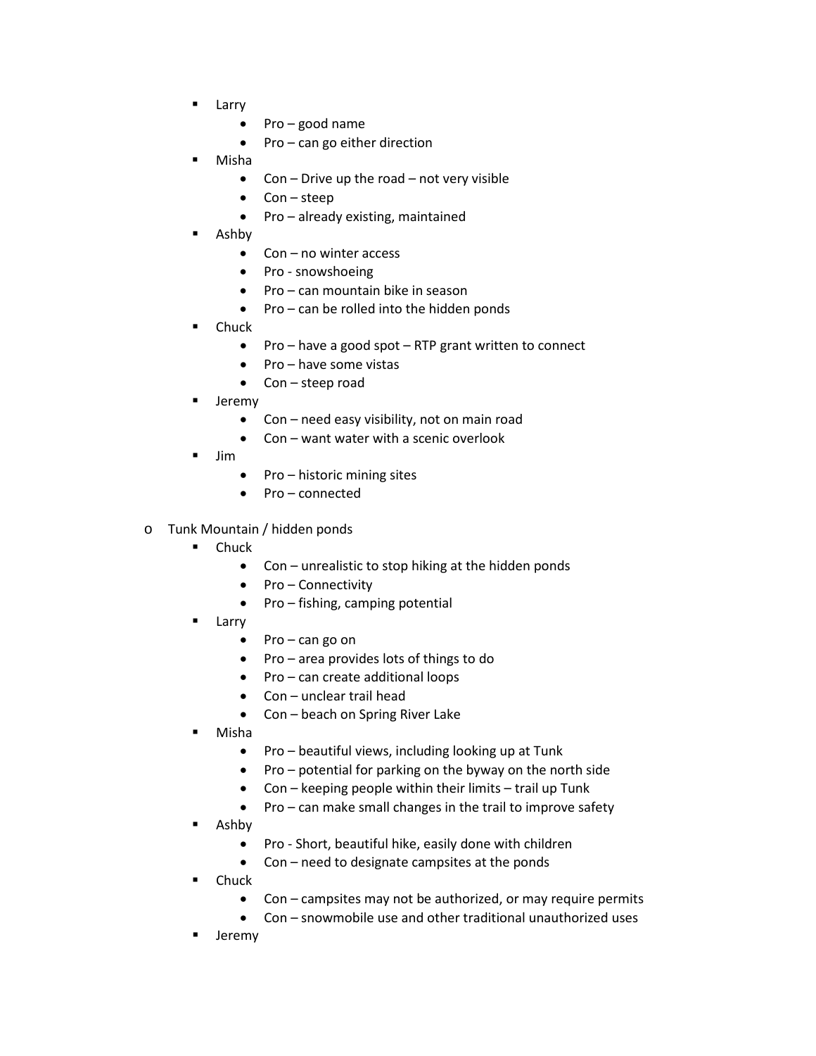- Larry
    - Pro – good name
    - Pro – can go either direction
  - Misha
    - Con – Drive up the road – not very visible
    - Con – steep
    - Pro – already existing, maintained
  - Ashby
    - Con – no winter access
    - Pro - snowshoeing
    - Pro – can mountain bike in season
    - Pro – can be rolled into the hidden ponds
  - Chuck
    - Pro – have a good spot – RTP grant written to connect
    - Pro – have some vistas
    - Con – steep road
  - Jeremy
    - Con – need easy visibility, not on main road
    - Con – want water with a scenic overlook
  - Jim
    - Pro – historic mining sites
    - Pro – connected

- Tunk Mountain / hidden ponds
  - Chuck
    - Con – unrealistic to stop hiking at the hidden ponds
    - Pro – Connectivity
    - Pro – fishing, camping potential
  - Larry
    - Pro – can go on
    - Pro – area provides lots of things to do
    - Pro – can create additional loops
    - Con – unclear trail head
    - Con – beach on Spring River Lake
  - Misha
    - Pro – beautiful views, including looking up at Tunk
    - Pro – potential for parking on the byway on the north side
    - Con – keeping people within their limits – trail up Tunk
    - Pro – can make small changes in the trail to improve safety
  - Ashby
    - Pro - Short, beautiful hike, easily done with children
    - Con – need to designate campsites at the ponds
  - Chuck
    - Con – campsites may not be authorized, or may require permits
    - Con – snowmobile use and other traditional unauthorized uses
  - Jeremy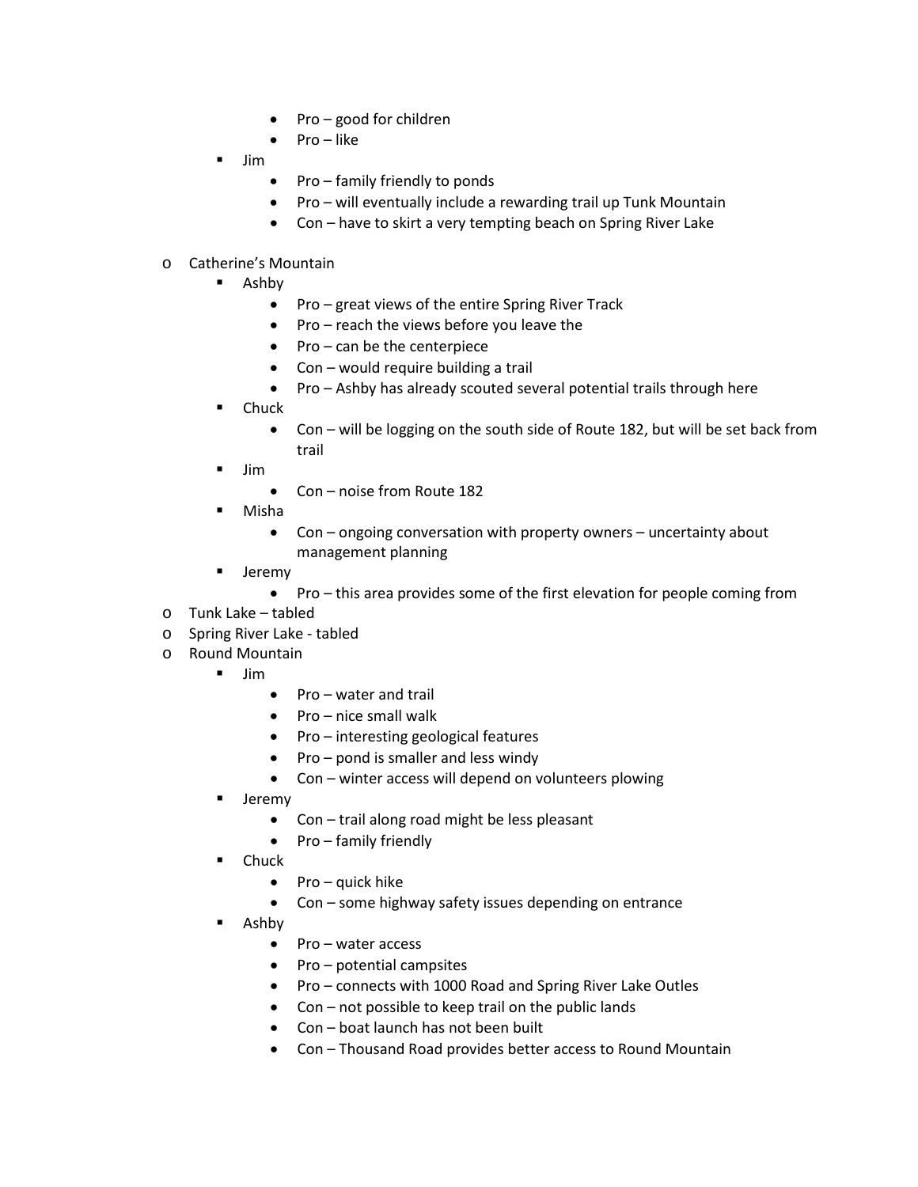- Pro – good for children
    - Pro – like
  - Jim
    - Pro – family friendly to ponds
    - Pro – will eventually include a rewarding trail up Tunk Mountain
    - Con – have to skirt a very tempting beach on Spring River Lake

- Catherine's Mountain
  - Ashby
    - Pro – great views of the entire Spring River Track
    - Pro – reach the views before you leave the
    - Pro – can be the centerpiece
    - Con – would require building a trail
    - Pro – Ashby has already scouted several potential trails through here
  - Chuck
    - Con – will be logging on the south side of Route 182, but will be set back from trail
  - Jim
    - Con – noise from Route 182
  - Misha
    - Con – ongoing conversation with property owners – uncertainty about management planning
  - Jeremy
    - Pro – this area provides some of the first elevation for people coming from
- Tunk Lake – tabled
- Spring River Lake - tabled
- Round Mountain
  - Jim
    - Pro – water and trail
    - Pro – nice small walk
    - Pro – interesting geological features
    - Pro – pond is smaller and less windy
    - Con – winter access will depend on volunteers plowing
  - Jeremy
    - Con – trail along road might be less pleasant
    - Pro – family friendly
  - Chuck
    - Pro – quick hike
    - Con – some highway safety issues depending on entrance
  - Ashby
    - Pro – water access
    - Pro – potential campsites
    - Pro – connects with 1000 Road and Spring River Lake Outles
    - Con – not possible to keep trail on the public lands
    - Con – boat launch has not been built
    - Con – Thousand Road provides better access to Round Mountain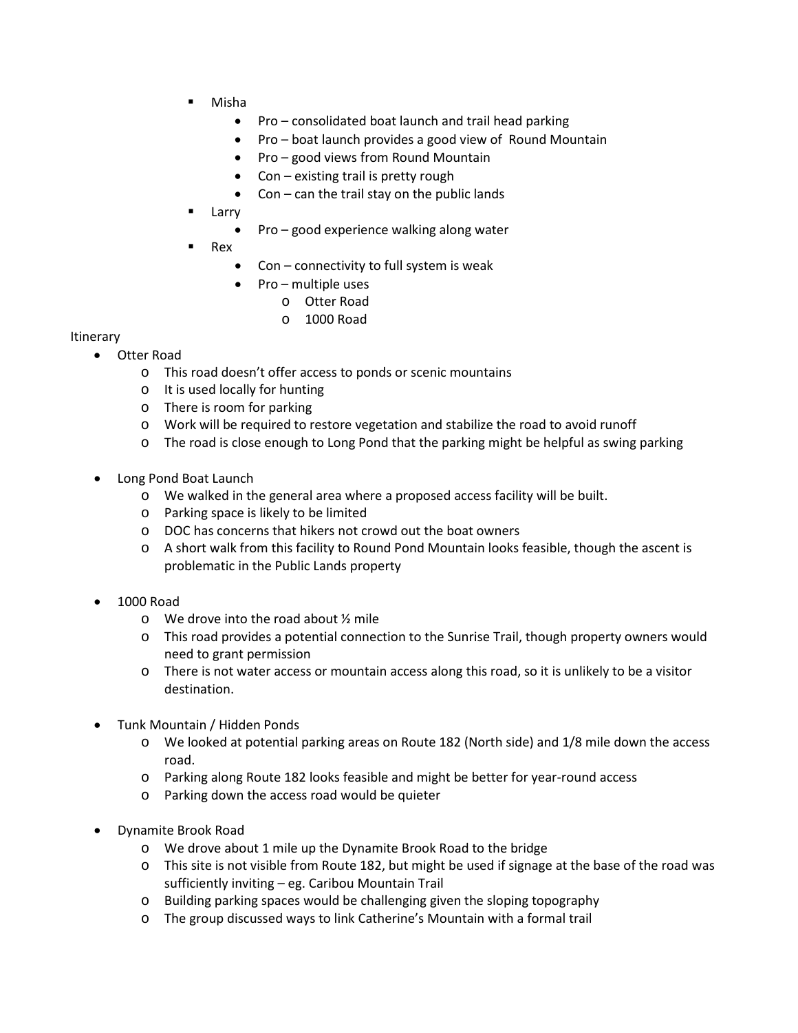- Misha
  - Pro – consolidated boat launch and trail head parking
  - Pro – boat launch provides a good view of Round Mountain
  - Pro – good views from Round Mountain
  - Con – existing trail is pretty rough
  - Con – can the trail stay on the public lands
- Larry
  - Pro – good experience walking along water
- Rex
  - Con – connectivity to full system is weak
  - Pro – multiple uses
    - Otter Road
    - 1000 Road

Itinerary

- Otter Road
  - This road doesn't offer access to ponds or scenic mountains
  - It is used locally for hunting
  - There is room for parking
  - Work will be required to restore vegetation and stabilize the road to avoid runoff
  - The road is close enough to Long Pond that the parking might be helpful as swing parking
- Long Pond Boat Launch
  - We walked in the general area where a proposed access facility will be built.
  - Parking space is likely to be limited
  - DOC has concerns that hikers not crowd out the boat owners
  - A short walk from this facility to Round Pond Mountain looks feasible, though the ascent is problematic in the Public Lands property
- 1000 Road
  - We drove into the road about ½ mile
  - This road provides a potential connection to the Sunrise Trail, though property owners would need to grant permission
  - There is not water access or mountain access along this road, so it is unlikely to be a visitor destination.
- Tunk Mountain / Hidden Ponds
  - We looked at potential parking areas on Route 182 (North side) and 1/8 mile down the access road.
  - Parking along Route 182 looks feasible and might be better for year-round access
  - Parking down the access road would be quieter
- Dynamite Brook Road
  - We drove about 1 mile up the Dynamite Brook Road to the bridge
  - This site is not visible from Route 182, but might be used if signage at the base of the road was sufficiently inviting – eg. Caribou Mountain Trail
  - Building parking spaces would be challenging given the sloping topography
  - The group discussed ways to link Catherine's Mountain with a formal trail